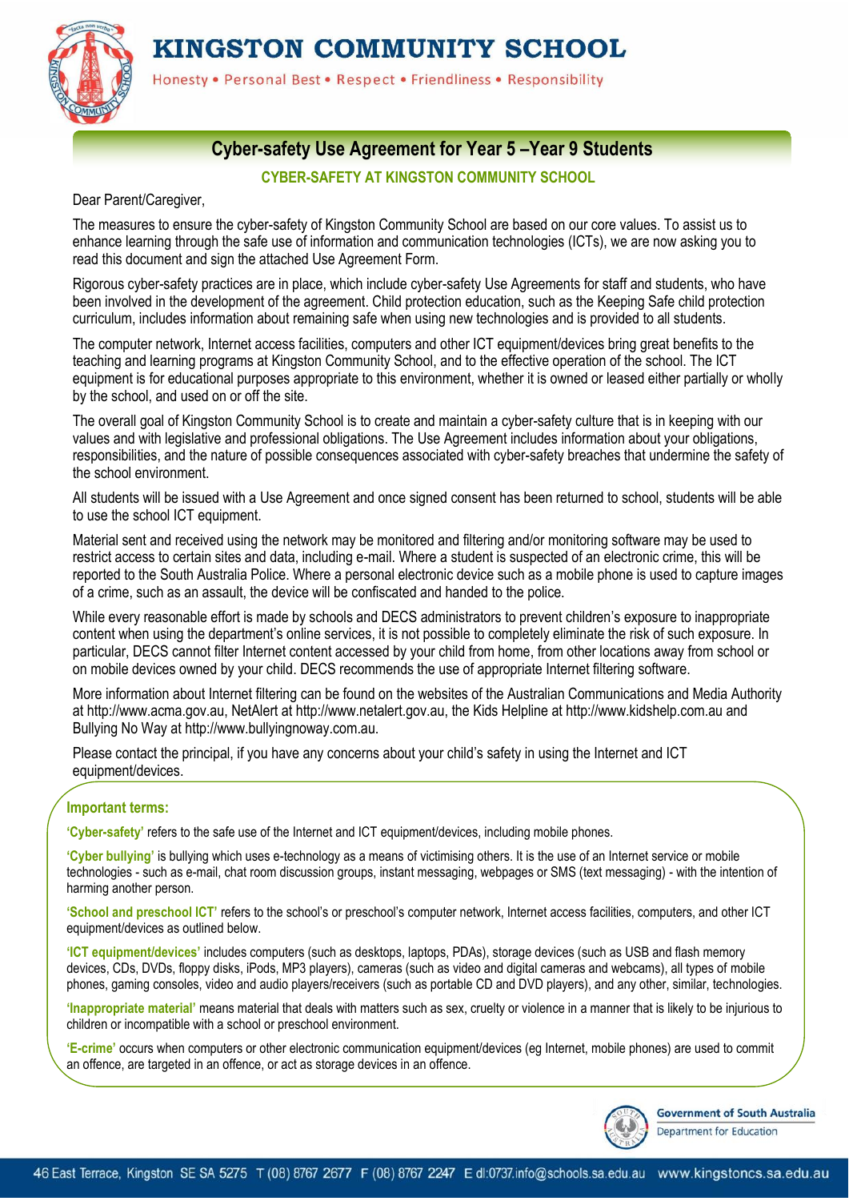# KINGSTON COMMUNITY SCHOOL

Honesty • Personal Best • Respect • Friendliness • Responsibility

## Cyber-safety Use Agreement for Year 5 –Year 9 Students

### CYBER-SAFETY AT KINGSTON COMMUNITY SCHOOL

Dear Parent/Caregiver,

The measures to ensure the cyber-safety of Kingston Community School are based on our core values. To assist us to enhance learning through the safe use of information and communication technologies (ICTs), we are now asking you to read this document and sign the attached Use Agreement Form.

Rigorous cyber-safety practices are in place, which include cyber-safety Use Agreements for staff and students, who have been involved in the development of the agreement. Child protection education, such as the Keeping Safe child protection curriculum, includes information about remaining safe when using new technologies and is provided to all students.

The computer network, Internet access facilities, computers and other ICT equipment/devices bring great benefits to the teaching and learning programs at Kingston Community School, and to the effective operation of the school. The ICT equipment is for educational purposes appropriate to this environment, whether it is owned or leased either partially or wholly by the school, and used on or off the site.

The overall goal of Kingston Community School is to create and maintain a cyber-safety culture that is in keeping with our values and with legislative and professional obligations. The Use Agreement includes information about your obligations, responsibilities, and the nature of possible consequences associated with cyber-safety breaches that undermine the safety of the school environment.

All students will be issued with a Use Agreement and once signed consent has been returned to school, students will be able to use the school ICT equipment.

Material sent and received using the network may be monitored and filtering and/or monitoring software may be used to restrict access to certain sites and data, including e-mail. Where a student is suspected of an electronic crime, this will be reported to the South Australia Police. Where a personal electronic device such as a mobile phone is used to capture images of a crime, such as an assault, the device will be confiscated and handed to the police.

While every reasonable effort is made by schools and DECS administrators to prevent children's exposure to inappropriate content when using the department's online services, it is not possible to completely eliminate the risk of such exposure. In particular, DECS cannot filter Internet content accessed by your child from home, from other locations away from school or on mobile devices owned by your child. DECS recommends the use of appropriate Internet filtering software.

More information about Internet filtering can be found on the websites of the Australian Communications and Media Authority at http://www.acma.gov.au, NetAlert at http://www.netalert.gov.au, the Kids Helpline at http://www.kidshelp.com.au and Bullying No Way at http://www.bullyingnoway.com.au.

Please contact the principal, if you have any concerns about your child's safety in using the Internet and ICT equipment/devices.

### Important terms:

**'Cyber-safety'** refers to the safe use of the Internet and ICT equipment/devices, including mobile phones.

**'Cyber bullying'** is bullying which uses e-technology as a means of victimising others. It is the use of an Internet service or mobile technologies - such as e-mail, chat room discussion groups, instant messaging, webpages or SMS (text messaging) - with the intention of harming another person.

**'School and preschool ICT'** refers to the school's or preschool's computer network, Internet access facilities, computers, and other ICT equipment/devices as outlined below.

**'ICT equipment/devices'** includes computers (such as desktops, laptops, PDAs), storage devices (such as USB and flash memory devices, CDs, DVDs, floppy disks, iPods, MP3 players), cameras (such as video and digital cameras and webcams), all types of mobile phones, gaming consoles, video and audio players/receivers (such as portable CD and DVD players), and any other, similar, technologies.

**'Inappropriate material'** means material that deals with matters such as sex, cruelty or violence in a manner that is likely to be injurious to children or incompatible with a school or preschool environment.

**'E-crime'** occurs when computers or other electronic communication equipment/devices (eg Internet, mobile phones) are used to commit an offence, are targeted in an offence, or act as storage devices in an offence.

Government of South Australia
Department for Education

46 East Terrace, Kingston SE SA 5275 T (08) 8767 2677 F (08) 8767 2247 E dl:0737.info@schools.sa.edu.au www.kingstoncs.sa.edu.au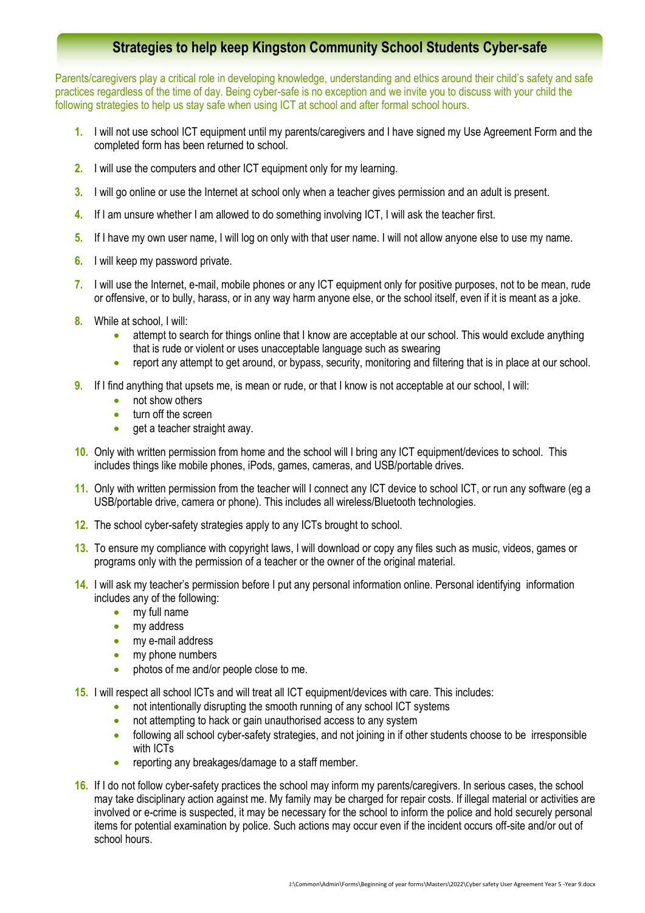## Strategies to help keep Kingston Community School Students Cyber-safe

Parents/caregivers play a critical role in developing knowledge, understanding and ethics around their child's safety and safe practices regardless of the time of day. Being cyber-safe is no exception and we invite you to discuss with your child the following strategies to help us stay safe when using ICT at school and after formal school hours.

1. I will not use school ICT equipment until my parents/caregivers and I have signed my Use Agreement Form and the completed form has been returned to school.
2. I will use the computers and other ICT equipment only for my learning.
3. I will go online or use the Internet at school only when a teacher gives permission and an adult is present.
4. If I am unsure whether I am allowed to do something involving ICT, I will ask the teacher first.
5. If I have my own user name, I will log on only with that user name. I will not allow anyone else to use my name.
6. I will keep my password private.
7. I will use the Internet, e-mail, mobile phones or any ICT equipment only for positive purposes, not to be mean, rude or offensive, or to bully, harass, or in any way harm anyone else, or the school itself, even if it is meant as a joke.
8. While at school, I will:
   - attempt to search for things online that I know are acceptable at our school. This would exclude anything that is rude or violent or uses unacceptable language such as swearing
   - report any attempt to get around, or bypass, security, monitoring and filtering that is in place at our school.
9. If I find anything that upsets me, is mean or rude, or that I know is not acceptable at our school, I will:
   - not show others
   - turn off the screen
   - get a teacher straight away.
10. Only with written permission from home and the school will I bring any ICT equipment/devices to school. This includes things like mobile phones, iPods, games, cameras, and USB/portable drives.
11. Only with written permission from the teacher will I connect any ICT device to school ICT, or run any software (eg a USB/portable drive, camera or phone). This includes all wireless/Bluetooth technologies.
12. The school cyber-safety strategies apply to any ICTs brought to school.
13. To ensure my compliance with copyright laws, I will download or copy any files such as music, videos, games or programs only with the permission of a teacher or the owner of the original material.
14. I will ask my teacher's permission before I put any personal information online. Personal identifying information includes any of the following:
    - my full name
    - my address
    - my e-mail address
    - my phone numbers
    - photos of me and/or people close to me.
15. I will respect all school ICTs and will treat all ICT equipment/devices with care. This includes:
    - not intentionally disrupting the smooth running of any school ICT systems
    - not attempting to hack or gain unauthorised access to any system
    - following all school cyber-safety strategies, and not joining in if other students choose to be irresponsible with ICTs
    - reporting any breakages/damage to a staff member.
16. If I do not follow cyber-safety practices the school may inform my parents/caregivers. In serious cases, the school may take disciplinary action against me. My family may be charged for repair costs. If illegal material or activities are involved or e-crime is suspected, it may be necessary for the school to inform the police and hold securely personal items for potential examination by police. Such actions may occur even if the incident occurs off-site and/or out of school hours.

J:\Common\Admin\Forms\Beginning of year forms\Masters\2022\Cyber safety User Agreement Year 5 -Year 9.docx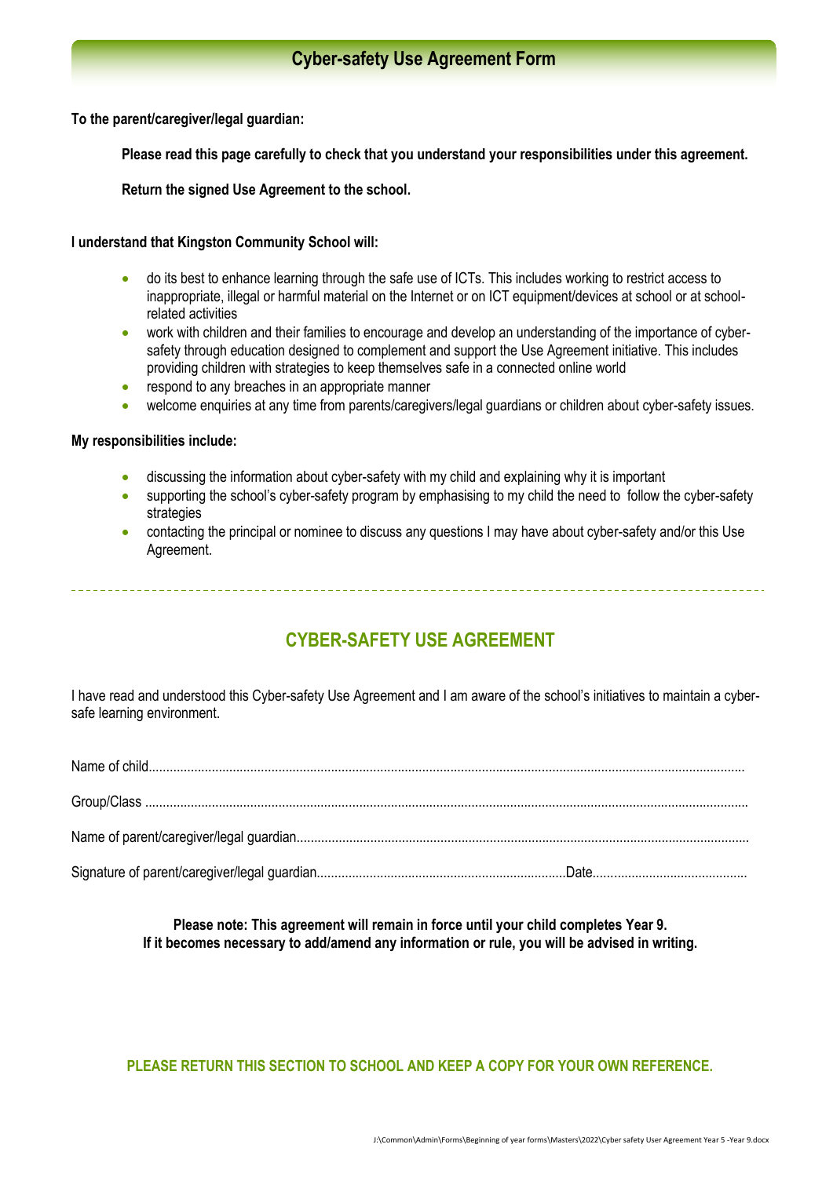# Cyber-safety Use Agreement Form

**To the parent/caregiver/legal guardian:**

**Please read this page carefully to check that you understand your responsibilities under this agreement.**

**Return the signed Use Agreement to the school.**

**I understand that Kingston Community School will:**

- do its best to enhance learning through the safe use of ICTs. This includes working to restrict access to inappropriate, illegal or harmful material on the Internet or on ICT equipment/devices at school or at school-related activities
- work with children and their families to encourage and develop an understanding of the importance of cyber-safety through education designed to complement and support the Use Agreement initiative. This includes providing children with strategies to keep themselves safe in a connected online world
- respond to any breaches in an appropriate manner
- welcome enquiries at any time from parents/caregivers/legal guardians or children about cyber-safety issues.

**My responsibilities include:**

- discussing the information about cyber-safety with my child and explaining why it is important
- supporting the school's cyber-safety program by emphasising to my child the need to follow the cyber-safety strategies
- contacting the principal or nominee to discuss any questions I may have about cyber-safety and/or this Use Agreement.

---

## CYBER-SAFETY USE AGREEMENT

I have read and understood this Cyber-safety Use Agreement and I am aware of the school's initiatives to maintain a cyber-safe learning environment.

Name of child..........................................................................................................................................................

Group/Class ..........................................................................................................................................................

Name of parent/caregiver/legal guardian.................................................................................................................

Signature of parent/caregiver/legal guardian........................................................................Date............................................

**Please note: This agreement will remain in force until your child completes Year 9.**
**If it becomes necessary to add/amend any information or rule, you will be advised in writing.**

**PLEASE RETURN THIS SECTION TO SCHOOL AND KEEP A COPY FOR YOUR OWN REFERENCE.**

J:\Common\Admin\Forms\Beginning of year forms\Masters\2022\Cyber safety User Agreement Year 5 -Year 9.docx